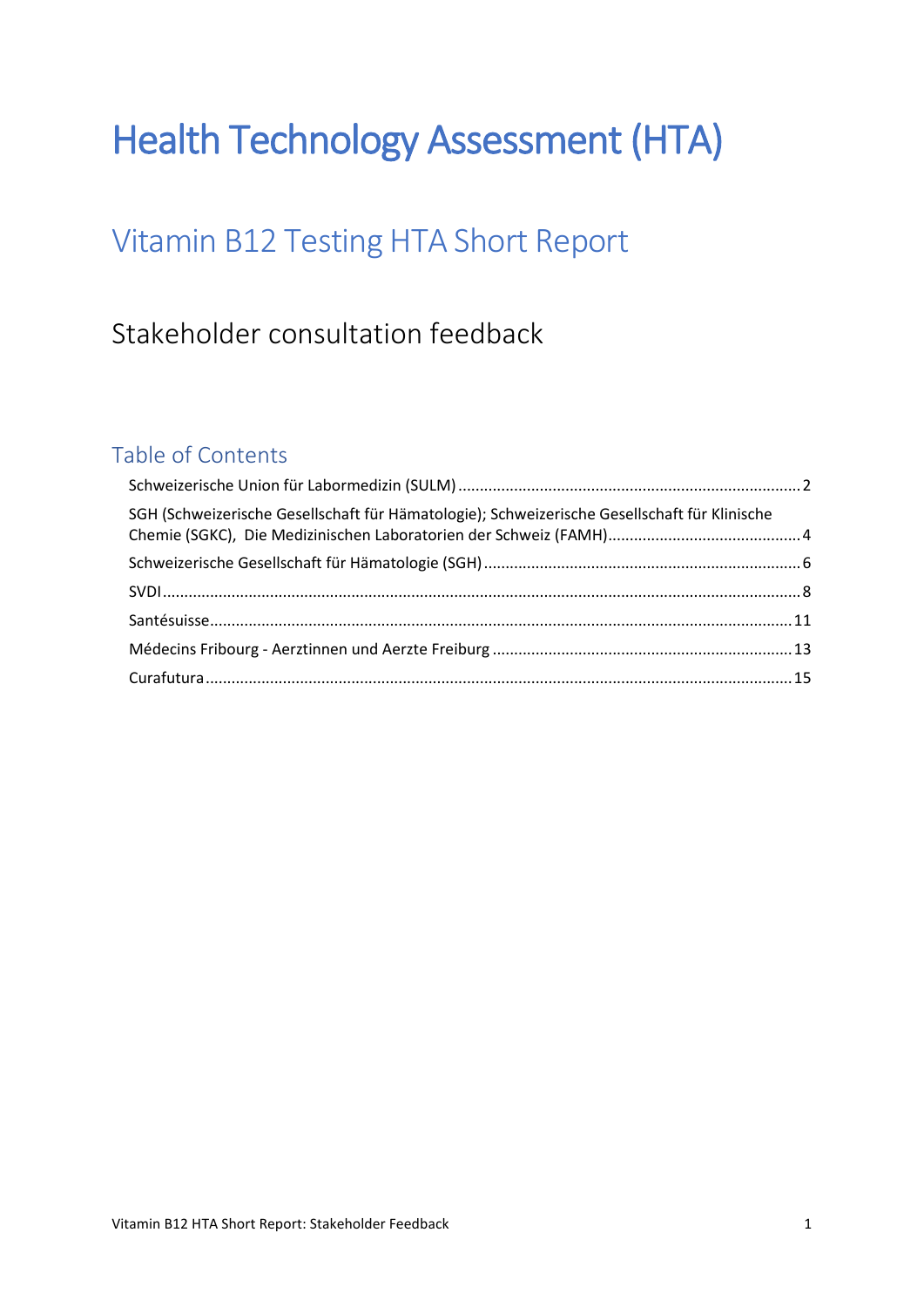# Health Technology Assessment (HTA)

## Vitamin B12 Testing HTA Short Report

### Stakeholder consultation feedback

#### Table of Contents

- Schweizerische Union für Labormedizin (SULM) .......... 2
- SGH (Schweizerische Gesellschaft für Hämatologie); Schweizerische Gesellschaft für Klinische Chemie (SGKC), Die Medizinischen Laboratorien der Schweiz (FAMH) .......... 4
- Schweizerische Gesellschaft für Hämatologie (SGH) .......... 6
- SVDI .......... 8
- Santésuisse .......... 11
- Médecins Fribourg - Aerztinnen und Aerzte Freiburg .......... 13
- Curafutura .......... 15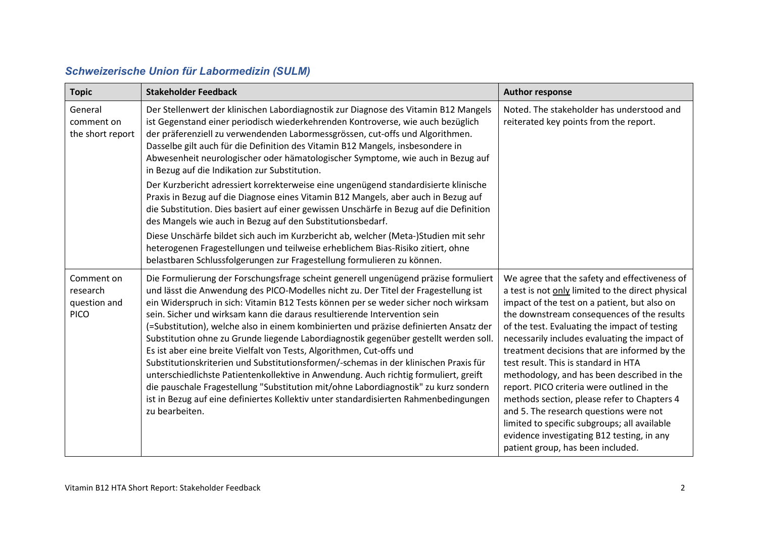### *Schweizerische Union für Labormedizin (SULM)*

| Topic | Stakeholder Feedback | Author response |
|---|---|---|
| General comment on the short report | Der Stellenwert der klinischen Labordiagnostik zur Diagnose des Vitamin B12 Mangels ist Gegenstand einer periodisch wiederkehrenden Kontroverse, wie auch bezüglich der präferenziell zu verwendenden Labormessgrössen, cut-offs und Algorithmen. Dasselbe gilt auch für die Definition des Vitamin B12 Mangels, insbesondere in Abwesenheit neurologischer oder hämatologischer Symptome, wie auch in Bezug auf in Bezug auf die Indikation zur Substitution.<br><br>Der Kurzbericht adressiert korrekterweise eine ungenügend standardisierte klinische Praxis in Bezug auf die Diagnose eines Vitamin B12 Mangels, aber auch in Bezug auf die Substitution. Dies basiert auf einer gewissen Unschärfe in Bezug auf die Definition des Mangels wie auch in Bezug auf den Substitutionsbedarf.<br><br>Diese Unschärfe bildet sich auch im Kurzbericht ab, welcher (Meta-)Studien mit sehr heterogenen Fragestellungen und teilweise erheblichem Bias-Risiko zitiert, ohne belastbaren Schlussfolgerungen zur Fragestellung formulieren zu können. | Noted. The stakeholder has understood and reiterated key points from the report. |
| Comment on research question and PICO | Die Formulierung der Forschungsfrage scheint generell ungenügend präzise formuliert und lässt die Anwendung des PICO-Modelles nicht zu. Der Titel der Fragestellung ist ein Widerspruch in sich: Vitamin B12 Tests können per se weder sicher noch wirksam sein. Sicher und wirksam kann die daraus resultierende Intervention sein (=Substitution), welche also in einem kombinierten und präzise definierten Ansatz der Substitution ohne zu Grunde liegende Labordiagnostik gegenüber gestellt werden soll. Es ist aber eine breite Vielfalt von Tests, Algorithmen, Cut-offs und Substitutionskriterien und Substitutionsformen/-schemas in der klinischen Praxis für unterschiedlichste Patientenkollektive in Anwendung. Auch richtig formuliert, greift die pauschale Fragestellung "Substitution mit/ohne Labordiagnostik" zu kurz sondern ist in Bezug auf eine definiertes Kollektiv unter standardisierten Rahmenbedingungen zu bearbeiten. | We agree that the safety and effectiveness of a test is not <u>only</u> limited to the direct physical impact of the test on a patient, but also on the downstream consequences of the results of the test. Evaluating the impact of testing necessarily includes evaluating the impact of treatment decisions that are informed by the test result. This is standard in HTA methodology, and has been described in the report. PICO criteria were outlined in the methods section, please refer to Chapters 4 and 5. The research questions were not limited to specific subgroups; all available evidence investigating B12 testing, in any patient group, has been included. |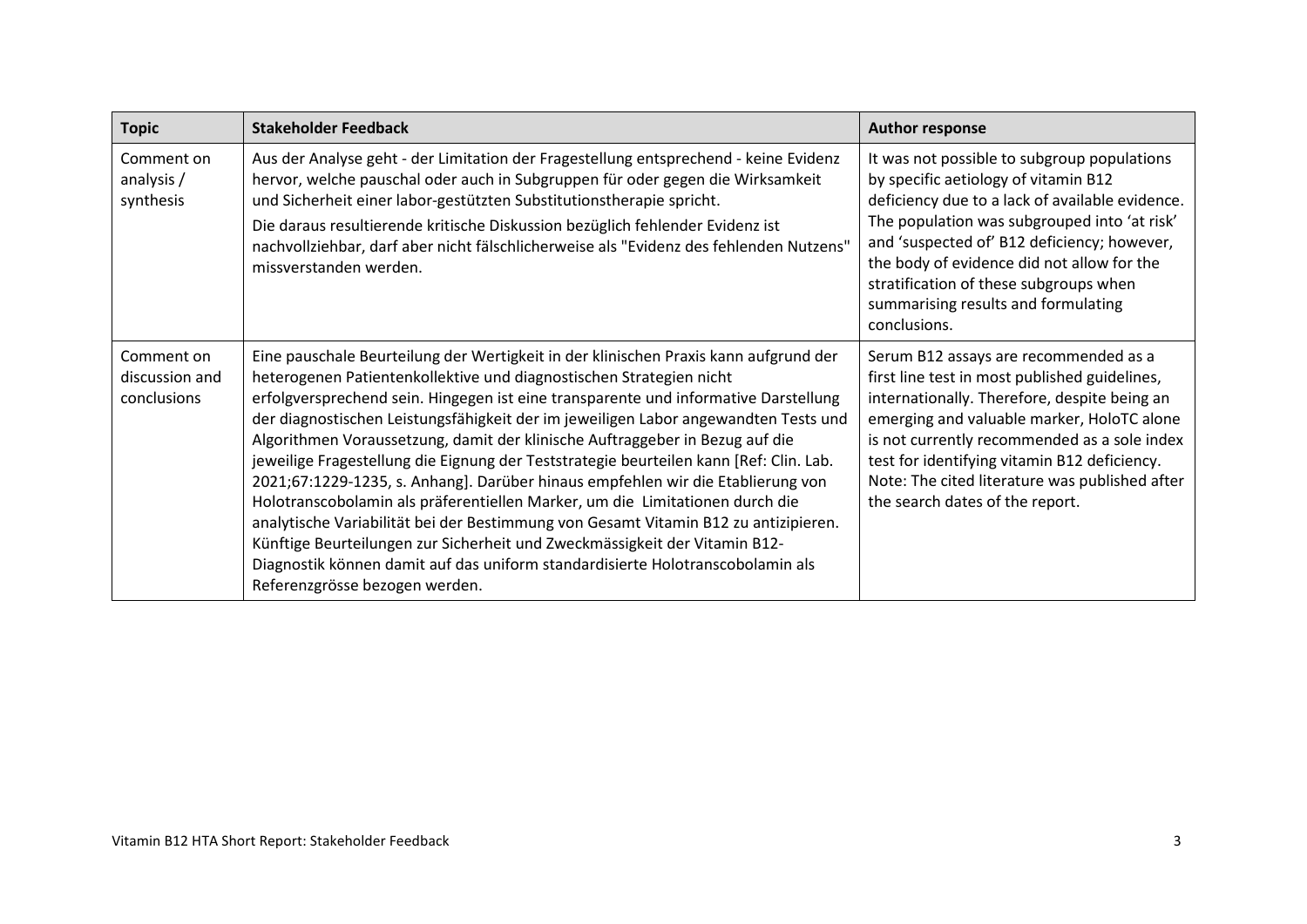| Topic | Stakeholder Feedback | Author response |
|---|---|---|
| Comment on analysis / synthesis | Aus der Analyse geht - der Limitation der Fragestellung entsprechend - keine Evidenz hervor, welche pauschal oder auch in Subgruppen für oder gegen die Wirksamkeit und Sicherheit einer labor-gestützten Substitutionstherapie spricht.<br>Die daraus resultierende kritische Diskussion bezüglich fehlender Evidenz ist nachvollziehbar, darf aber nicht fälschlicherweise als "Evidenz des fehlenden Nutzens" missverstanden werden. | It was not possible to subgroup populations by specific aetiology of vitamin B12 deficiency due to a lack of available evidence. The population was subgrouped into 'at risk' and 'suspected of' B12 deficiency; however, the body of evidence did not allow for the stratification of these subgroups when summarising results and formulating conclusions. |
| Comment on discussion and conclusions | Eine pauschale Beurteilung der Wertigkeit in der klinischen Praxis kann aufgrund der heterogenen Patientenkollektive und diagnostischen Strategien nicht erfolgversprechend sein. Hingegen ist eine transparente und informative Darstellung der diagnostischen Leistungsfähigkeit der im jeweiligen Labor angewandten Tests und Algorithmen Voraussetzung, damit der klinische Auftraggeber in Bezug auf die jeweilige Fragestellung die Eignung der Teststrategie beurteilen kann [Ref: Clin. Lab. 2021;67:1229-1235, s. Anhang]. Darüber hinaus empfehlen wir die Etablierung von Holotranscobolamin als präferentiellen Marker, um die Limitationen durch die analytische Variabilität bei der Bestimmung von Gesamt Vitamin B12 zu antizipieren. Künftige Beurteilungen zur Sicherheit und Zweckmässigkeit der Vitamin B12-Diagnostik können damit auf das uniform standardisierte Holotranscobolamin als Referenzgrösse bezogen werden. | Serum B12 assays are recommended as a first line test in most published guidelines, internationally. Therefore, despite being an emerging and valuable marker, HoloTC alone is not currently recommended as a sole index test for identifying vitamin B12 deficiency. Note: The cited literature was published after the search dates of the report. |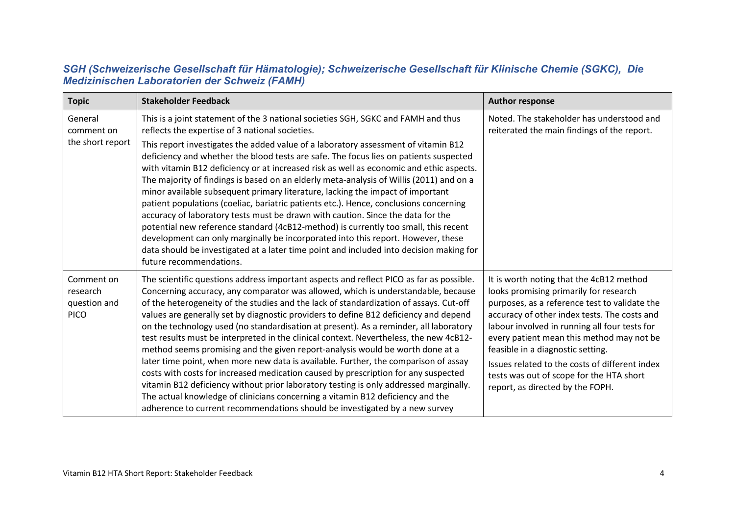### *SGH (Schweizerische Gesellschaft für Hämatologie); Schweizerische Gesellschaft für Klinische Chemie (SGKC), Die Medizinischen Laboratorien der Schweiz (FAMH)*

| Topic | Stakeholder Feedback | Author response |
|---|---|---|
| General comment on the short report | This is a joint statement of the 3 national societies SGH, SGKC and FAMH and thus reflects the expertise of 3 national societies.<br><br>This report investigates the added value of a laboratory assessment of vitamin B12 deficiency and whether the blood tests are safe. The focus lies on patients suspected with vitamin B12 deficiency or at increased risk as well as economic and ethic aspects. The majority of findings is based on an elderly meta-analysis of Willis (2011) and on a minor available subsequent primary literature, lacking the impact of important patient populations (coeliac, bariatric patients etc.). Hence, conclusions concerning accuracy of laboratory tests must be drawn with caution. Since the data for the potential new reference standard (4cB12-method) is currently too small, this recent development can only marginally be incorporated into this report. However, these data should be investigated at a later time point and included into decision making for future recommendations. | Noted. The stakeholder has understood and reiterated the main findings of the report. |
| Comment on research question and PICO | The scientific questions address important aspects and reflect PICO as far as possible. Concerning accuracy, any comparator was allowed, which is understandable, because of the heterogeneity of the studies and the lack of standardization of assays. Cut-off values are generally set by diagnostic providers to define B12 deficiency and depend on the technology used (no standardisation at present). As a reminder, all laboratory test results must be interpreted in the clinical context. Nevertheless, the new 4cB12-method seems promising and the given report-analysis would be worth done at a later time point, when more new data is available. Further, the comparison of assay costs with costs for increased medication caused by prescription for any suspected vitamin B12 deficiency without prior laboratory testing is only addressed marginally. The actual knowledge of clinicians concerning a vitamin B12 deficiency and the adherence to current recommendations should be investigated by a new survey | It is worth noting that the 4cB12 method looks promising primarily for research purposes, as a reference test to validate the accuracy of other index tests. The costs and labour involved in running all four tests for every patient mean this method may not be feasible in a diagnostic setting.<br><br>Issues related to the costs of different index tests was out of scope for the HTA short report, as directed by the FOPH. |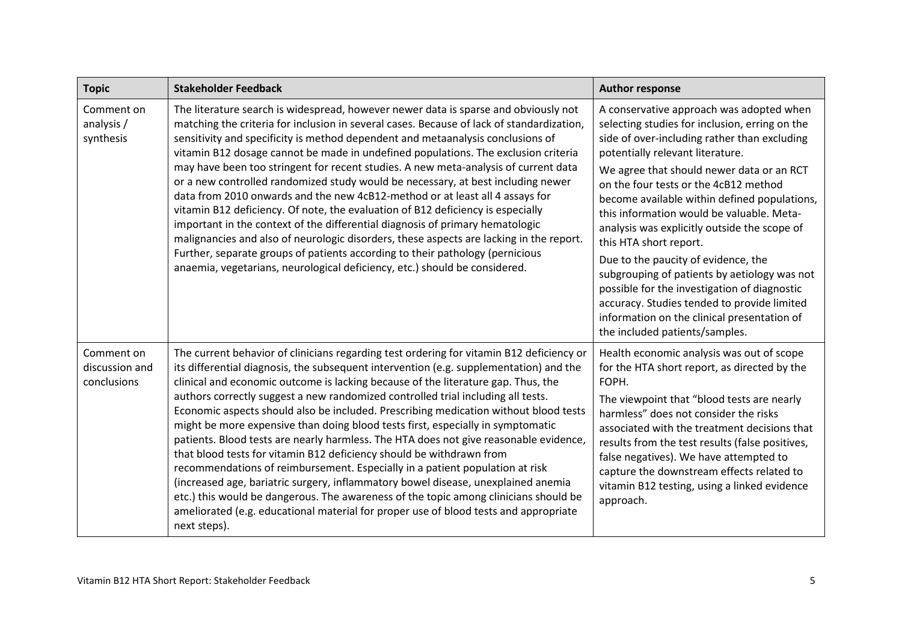| Topic | Stakeholder Feedback | Author response |
|---|---|---|
| Comment on analysis / synthesis | The literature search is widespread, however newer data is sparse and obviously not matching the criteria for inclusion in several cases. Because of lack of standardization, sensitivity and specificity is method dependent and metaanalysis conclusions of vitamin B12 dosage cannot be made in undefined populations. The exclusion criteria may have been too stringent for recent studies. A new meta-analysis of current data or a new controlled randomized study would be necessary, at best including newer data from 2010 onwards and the new 4cB12-method or at least all 4 assays for vitamin B12 deficiency. Of note, the evaluation of B12 deficiency is especially important in the context of the differential diagnosis of primary hematologic malignancies and also of neurologic disorders, these aspects are lacking in the report. Further, separate groups of patients according to their pathology (pernicious anaemia, vegetarians, neurological deficiency, etc.) should be considered. | A conservative approach was adopted when selecting studies for inclusion, erring on the side of over-including rather than excluding potentially relevant literature.<br><br>We agree that should newer data or an RCT on the four tests or the 4cB12 method become available within defined populations, this information would be valuable. Meta-analysis was explicitly outside the scope of this HTA short report.<br><br>Due to the paucity of evidence, the subgrouping of patients by aetiology was not possible for the investigation of diagnostic accuracy. Studies tended to provide limited information on the clinical presentation of the included patients/samples. |
| Comment on discussion and conclusions | The current behavior of clinicians regarding test ordering for vitamin B12 deficiency or its differential diagnosis, the subsequent intervention (e.g. supplementation) and the clinical and economic outcome is lacking because of the literature gap. Thus, the authors correctly suggest a new randomized controlled trial including all tests. Economic aspects should also be included. Prescribing medication without blood tests might be more expensive than doing blood tests first, especially in symptomatic patients. Blood tests are nearly harmless. The HTA does not give reasonable evidence, that blood tests for vitamin B12 deficiency should be withdrawn from recommendations of reimbursement. Especially in a patient population at risk (increased age, bariatric surgery, inflammatory bowel disease, unexplained anemia etc.) this would be dangerous. The awareness of the topic among clinicians should be ameliorated (e.g. educational material for proper use of blood tests and appropriate next steps). | Health economic analysis was out of scope for the HTA short report, as directed by the FOPH.<br><br>The viewpoint that "blood tests are nearly harmless" does not consider the risks associated with the treatment decisions that results from the test results (false positives, false negatives). We have attempted to capture the downstream effects related to vitamin B12 testing, using a linked evidence approach. |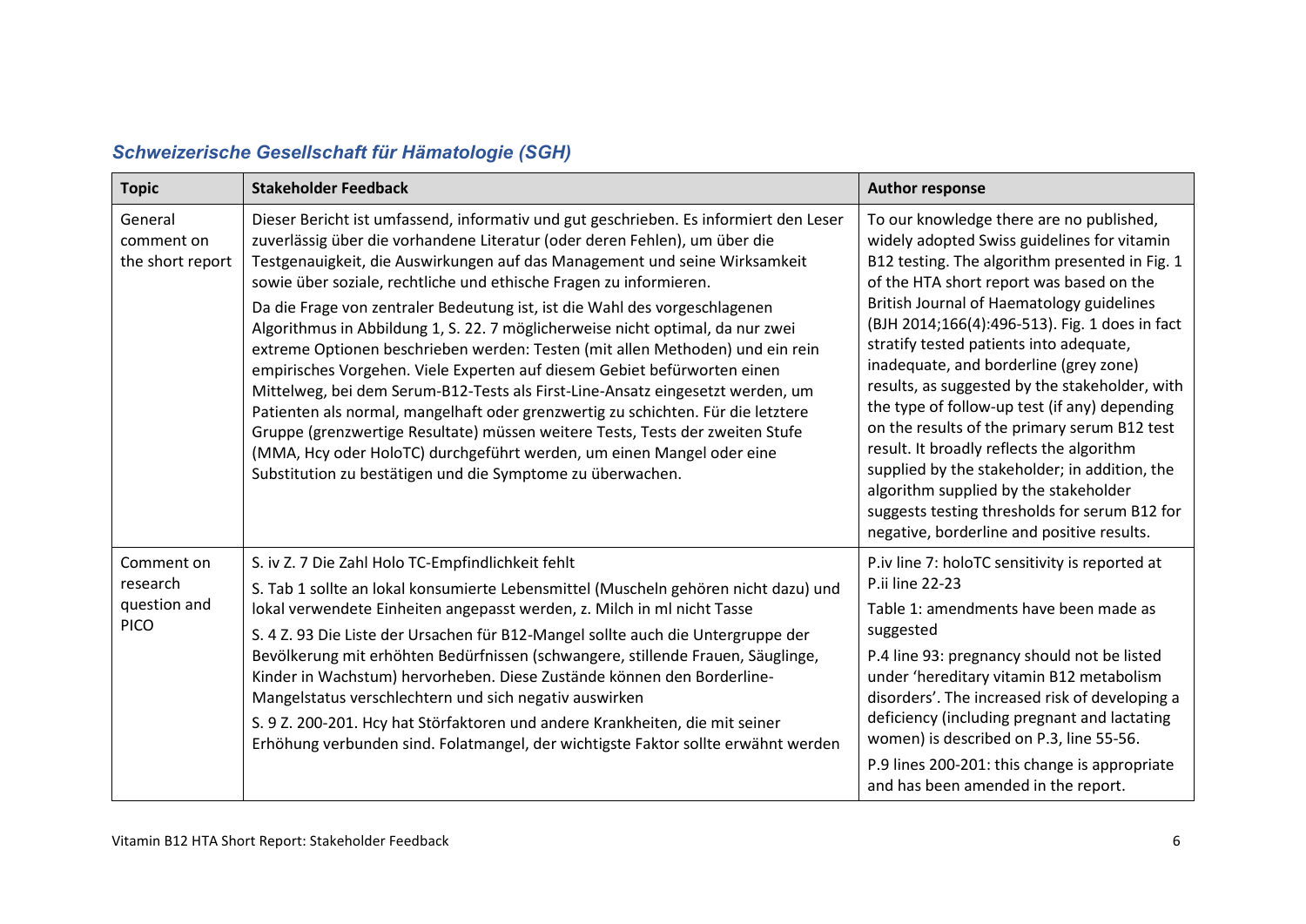### *Schweizerische Gesellschaft für Hämatologie (SGH)*

| Topic | Stakeholder Feedback | Author response |
|---|---|---|
| General comment on the short report | Dieser Bericht ist umfassend, informativ und gut geschrieben. Es informiert den Leser zuverlässig über die vorhandene Literatur (oder deren Fehlen), um über die Testgenauigkeit, die Auswirkungen auf das Management und seine Wirksamkeit sowie über soziale, rechtliche und ethische Fragen zu informieren.<br><br>Da die Frage von zentraler Bedeutung ist, ist die Wahl des vorgeschlagenen Algorithmus in Abbildung 1, S. 22. 7 möglicherweise nicht optimal, da nur zwei extreme Optionen beschrieben werden: Testen (mit allen Methoden) und ein rein empirisches Vorgehen. Viele Experten auf diesem Gebiet befürworten einen Mittelweg, bei dem Serum-B12-Tests als First-Line-Ansatz eingesetzt werden, um Patienten als normal, mangelhaft oder grenzwertig zu schichten. Für die letztere Gruppe (grenzwertige Resultate) müssen weitere Tests, Tests der zweiten Stufe (MMA, Hcy oder HoloTC) durchgeführt werden, um einen Mangel oder eine Substitution zu bestätigen und die Symptome zu überwachen. | To our knowledge there are no published, widely adopted Swiss guidelines for vitamin B12 testing. The algorithm presented in Fig. 1 of the HTA short report was based on the British Journal of Haematology guidelines (BJH 2014;166(4):496-513). Fig. 1 does in fact stratify tested patients into adequate, inadequate, and borderline (grey zone) results, as suggested by the stakeholder, with the type of follow-up test (if any) depending on the results of the primary serum B12 test result. It broadly reflects the algorithm supplied by the stakeholder; in addition, the algorithm supplied by the stakeholder suggests testing thresholds for serum B12 for negative, borderline and positive results. |
| Comment on research question and PICO | S. iv Z. 7 Die Zahl Holo TC-Empfindlichkeit fehlt<br><br>S. Tab 1 sollte an lokal konsumierte Lebensmittel (Muscheln gehören nicht dazu) und lokal verwendete Einheiten angepasst werden, z. Milch in ml nicht Tasse<br><br>S. 4 Z. 93 Die Liste der Ursachen für B12-Mangel sollte auch die Untergruppe der Bevölkerung mit erhöhten Bedürfnissen (schwangere, stillende Frauen, Säuglinge, Kinder in Wachstum) hervorheben. Diese Zustände können den Borderline-Mangelstatus verschlechtern und sich negativ auswirken<br><br>S. 9 Z. 200-201. Hcy hat Störfaktoren und andere Krankheiten, die mit seiner Erhöhung verbunden sind. Folatmangel, der wichtigste Faktor sollte erwähnt werden | P.iv line 7: holoTC sensitivity is reported at P.ii line 22-23<br><br>Table 1: amendments have been made as suggested<br><br>P.4 line 93: pregnancy should not be listed under 'hereditary vitamin B12 metabolism disorders'. The increased risk of developing a deficiency (including pregnant and lactating women) is described on P.3, line 55-56.<br><br>P.9 lines 200-201: this change is appropriate and has been amended in the report. |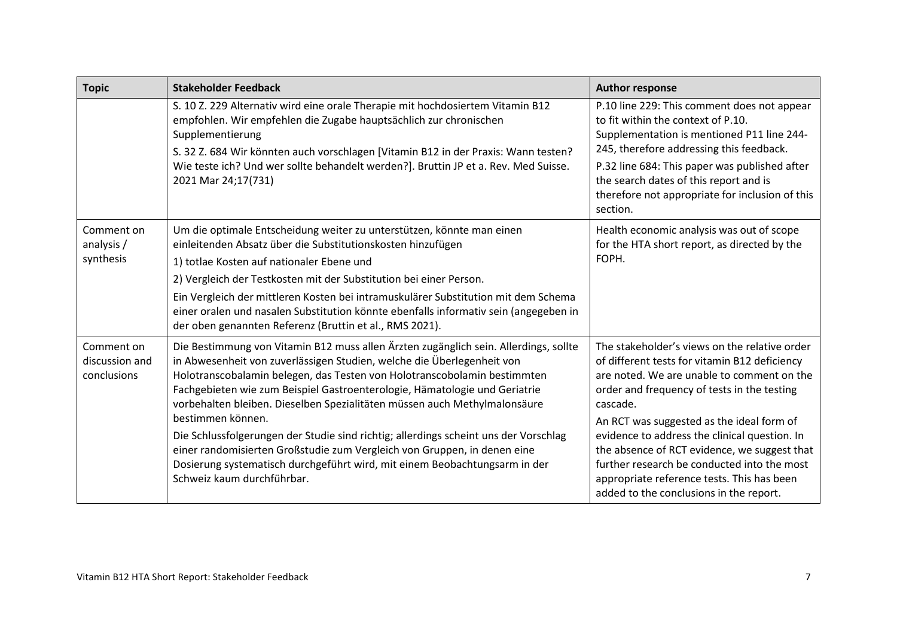| Topic | Stakeholder Feedback | Author response |
| --- | --- | --- |
| | S. 10 Z. 229 Alternativ wird eine orale Therapie mit hochdosiertem Vitamin B12 empfohlen. Wir empfehlen die Zugabe hauptsächlich zur chronischen Supplementierung<br>S. 32 Z. 684 Wir könnten auch vorschlagen [Vitamin B12 in der Praxis: Wann testen? Wie teste ich? Und wer sollte behandelt werden?]. Bruttin JP et a. Rev. Med Suisse. 2021 Mar 24;17(731) | P.10 line 229: This comment does not appear to fit within the context of P.10. Supplementation is mentioned P11 line 244-245, therefore addressing this feedback.<br>P.32 line 684: This paper was published after the search dates of this report and is therefore not appropriate for inclusion of this section. |
| Comment on analysis / synthesis | Um die optimale Entscheidung weiter zu unterstützen, könnte man einen einleitenden Absatz über die Substitutionskosten hinzufügen<br>1) totlae Kosten auf nationaler Ebene und<br>2) Vergleich der Testkosten mit der Substitution bei einer Person.<br>Ein Vergleich der mittleren Kosten bei intramuskulärer Substitution mit dem Schema einer oralen und nasalen Substitution könnte ebenfalls informativ sein (angegeben in der oben genannten Referenz (Bruttin et al., RMS 2021). | Health economic analysis was out of scope for the HTA short report, as directed by the FOPH. |
| Comment on discussion and conclusions | Die Bestimmung von Vitamin B12 muss allen Ärzten zugänglich sein. Allerdings, sollte in Abwesenheit von zuverlässigen Studien, welche die Überlegenheit von Holotranscobalamin belegen, das Testen von Holotranscobolamin bestimmten Fachgebieten wie zum Beispiel Gastroenterologie, Hämatologie und Geriatrie vorbehalten bleiben. Dieselben Spezialitäten müssen auch Methylmalonsäure bestimmen können.<br>Die Schlussfolgerungen der Studie sind richtig; allerdings scheint uns der Vorschlag einer randomisierten Großstudie zum Vergleich von Gruppen, in denen eine Dosierung systematisch durchgeführt wird, mit einem Beobachtungsarm in der Schweiz kaum durchführbar. | The stakeholder's views on the relative order of different tests for vitamin B12 deficiency are noted. We are unable to comment on the order and frequency of tests in the testing cascade.<br>An RCT was suggested as the ideal form of evidence to address the clinical question. In the absence of RCT evidence, we suggest that further research be conducted into the most appropriate reference tests. This has been added to the conclusions in the report. |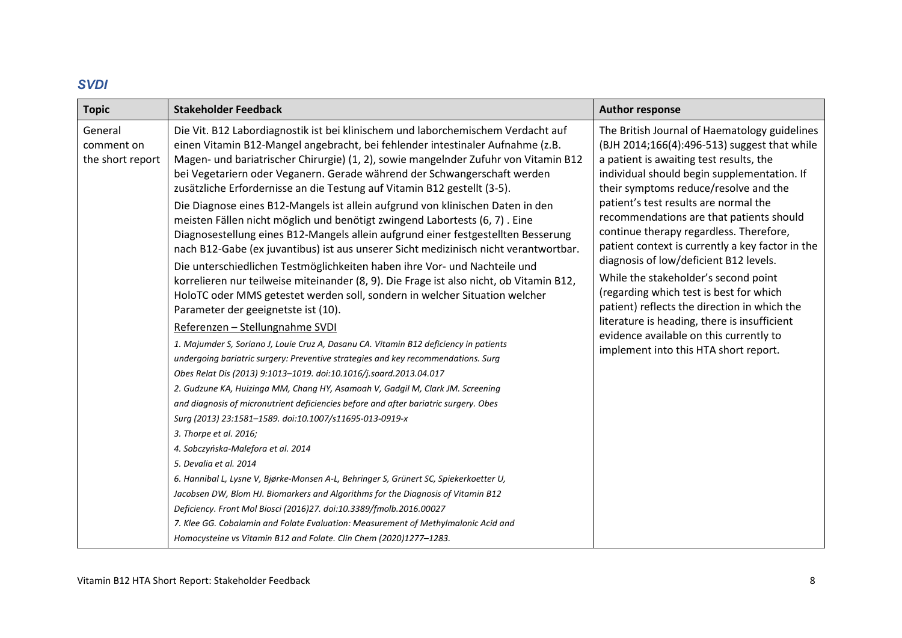## *SVDI*

| Topic | Stakeholder Feedback | Author response |
|---|---|---|
| General comment on the short report | Die Vit. B12 Labordiagnostik ist bei klinischem und laborchemischem Verdacht auf einen Vitamin B12-Mangel angebracht, bei fehlender intestinaler Aufnahme (z.B. Magen- und bariatrischer Chirurgie) (1, 2), sowie mangelnder Zufuhr von Vitamin B12 bei Vegetariern oder Veganern. Gerade während der Schwangerschaft werden zusätzliche Erfordernisse an die Testung auf Vitamin B12 gestellt (3-5).<br><br>Die Diagnose eines B12-Mangels ist allein aufgrund von klinischen Daten in den meisten Fällen nicht möglich und benötigt zwingend Labortests (6, 7) . Eine Diagnosestellung eines B12-Mangels allein aufgrund einer festgestellten Besserung nach B12-Gabe (ex juvantibus) ist aus unserer Sicht medizinisch nicht verantwortbar.<br><br>Die unterschiedlichen Testmöglichkeiten haben ihre Vor- und Nachteile und korrelieren nur teilweise miteinander (8, 9). Die Frage ist also nicht, ob Vitamin B12, HoloTC oder MMS getestet werden soll, sondern in welcher Situation welcher Parameter der geeignetste ist (10).<br><br>Referenzen – Stellungnahme SVDI<br><br>*1. Majumder S, Soriano J, Louie Cruz A, Dasanu CA. Vitamin B12 deficiency in patients undergoing bariatric surgery: Preventive strategies and key recommendations. Surg Obes Relat Dis (2013) 9:1013–1019. doi:10.1016/j.soard.2013.04.017*<br>*2. Gudzune KA, Huizinga MM, Chang HY, Asamoah V, Gadgil M, Clark JM. Screening and diagnosis of micronutrient deficiencies before and after bariatric surgery. Obes Surg (2013) 23:1581–1589. doi:10.1007/s11695-013-0919-x*<br>*3. Thorpe et al. 2016;*<br>*4. Sobczyńska-Malefora et al. 2014*<br>*5. Devalia et al. 2014*<br>*6. Hannibal L, Lysne V, Bjørke-Monsen A-L, Behringer S, Grünert SC, Spiekerkoetter U, Jacobsen DW, Blom HJ. Biomarkers and Algorithms for the Diagnosis of Vitamin B12 Deficiency. Front Mol Biosci (2016)27. doi:10.3389/fmolb.2016.00027*<br>*7. Klee GG. Cobalamin and Folate Evaluation: Measurement of Methylmalonic Acid and Homocysteine vs Vitamin B12 and Folate. Clin Chem (2020)1277–1283.* | The British Journal of Haematology guidelines (BJH 2014;166(4):496-513) suggest that while a patient is awaiting test results, the individual should begin supplementation. If their symptoms reduce/resolve and the patient's test results are normal the recommendations are that patients should continue therapy regardless. Therefore, patient context is currently a key factor in the diagnosis of low/deficient B12 levels.<br><br>While the stakeholder's second point (regarding which test is best for which patient) reflects the direction in which the literature is heading, there is insufficient evidence available on this currently to implement into this HTA short report. |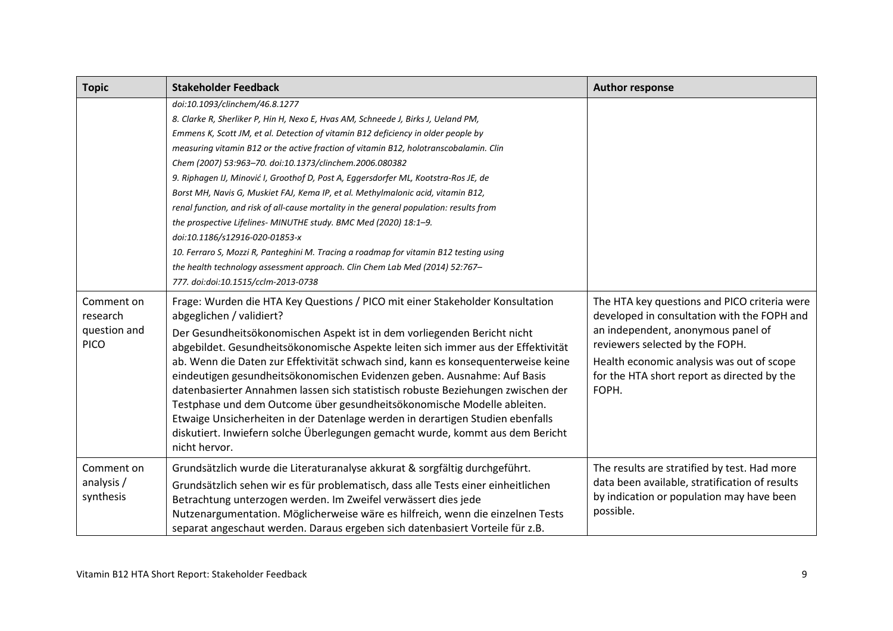| Topic | Stakeholder Feedback | Author response |
|---|---|---|
| | *doi:10.1093/clinchem/46.8.1277*<br>*8. Clarke R, Sherliker P, Hin H, Nexo E, Hvas AM, Schneede J, Birks J, Ueland PM, Emmens K, Scott JM, et al. Detection of vitamin B12 deficiency in older people by measuring vitamin B12 or the active fraction of vitamin B12, holotranscobalamin. Clin Chem (2007) 53:963–70. doi:10.1373/clinchem.2006.080382*<br>*9. Riphagen IJ, Minović I, Groothof D, Post A, Eggersdorfer ML, Kootstra-Ros JE, de Borst MH, Navis G, Muskiet FAJ, Kema IP, et al. Methylmalonic acid, vitamin B12, renal function, and risk of all-cause mortality in the general population: results from the prospective Lifelines- MINUTHE study. BMC Med (2020) 18:1–9. doi:10.1186/s12916-020-01853-x*<br>*10. Ferraro S, Mozzi R, Panteghini M. Tracing a roadmap for vitamin B12 testing using the health technology assessment approach. Clin Chem Lab Med (2014) 52:767–777. doi:doi:10.1515/cclm-2013-0738* | |
| Comment on research question and PICO | Frage: Wurden die HTA Key Questions / PICO mit einer Stakeholder Konsultation abgeglichen / validiert?<br>Der Gesundheitsökonomischen Aspekt ist in dem vorliegenden Bericht nicht abgebildet. Gesundheitsökonomische Aspekte leiten sich immer aus der Effektivität ab. Wenn die Daten zur Effektivität schwach sind, kann es konsequenterweise keine eindeutigen gesundheitsökonomischen Evidenzen geben. Ausnahme: Auf Basis datenbasierter Annahmen lassen sich statistisch robuste Beziehungen zwischen der Testphase und dem Outcome über gesundheitsökonomische Modelle ableiten. Etwaige Unsicherheiten in der Datenlage werden in derartigen Studien ebenfalls diskutiert. Inwiefern solche Überlegungen gemacht wurde, kommt aus dem Bericht nicht hervor. | The HTA key questions and PICO criteria were developed in consultation with the FOPH and an independent, anonymous panel of reviewers selected by the FOPH.<br>Health economic analysis was out of scope for the HTA short report as directed by the FOPH. |
| Comment on analysis / synthesis | Grundsätzlich wurde die Literaturanalyse akkurat & sorgfältig durchgeführt.<br>Grundsätzlich sehen wir es für problematisch, dass alle Tests einer einheitlichen Betrachtung unterzogen werden. Im Zweifel verwässert dies jede Nutzenargumentation. Möglicherweise wäre es hilfreich, wenn die einzelnen Tests separat angeschaut werden. Daraus ergeben sich datenbasiert Vorteile für z.B. | The results are stratified by test. Had more data been available, stratification of results by indication or population may have been possible. |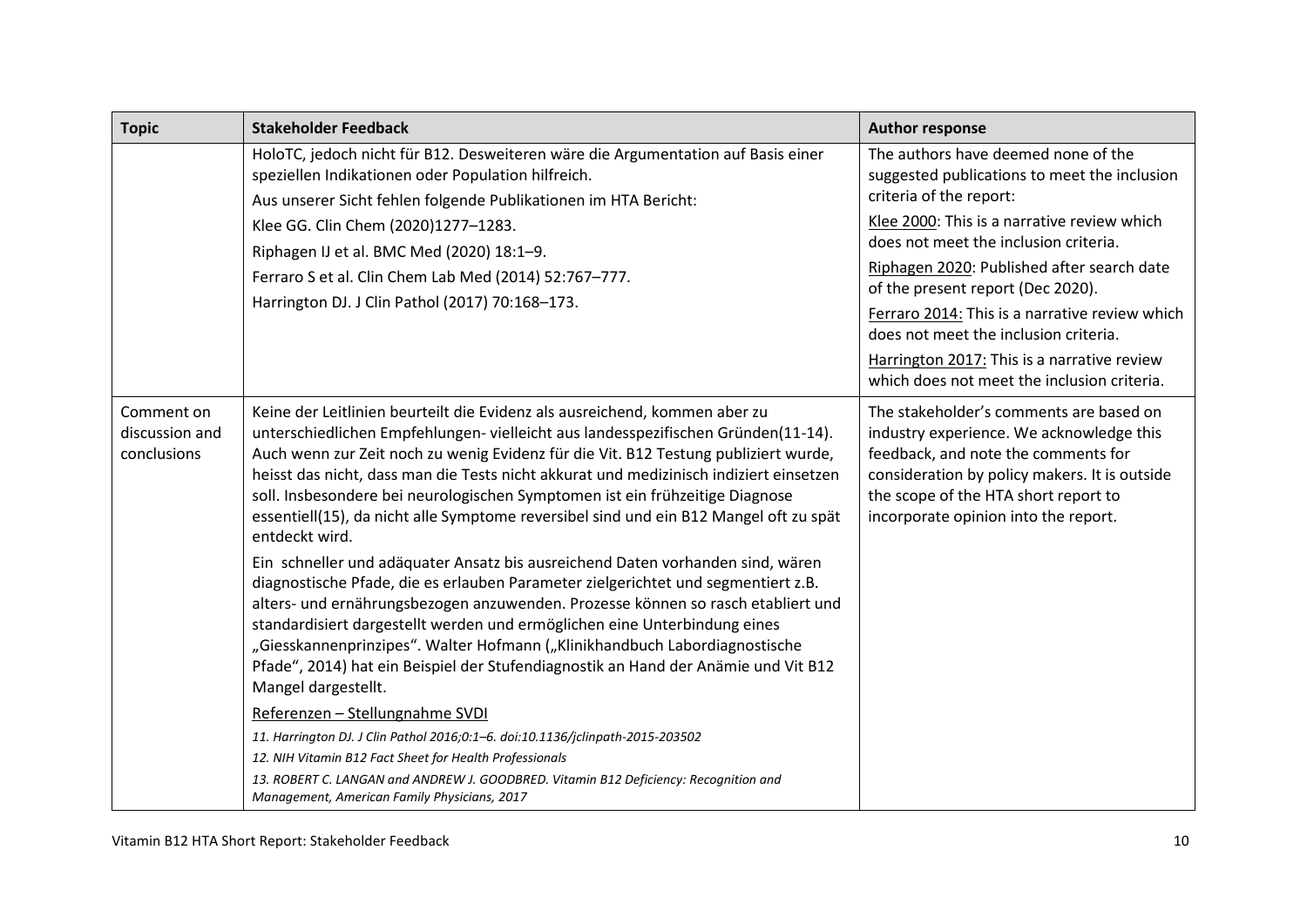| Topic | Stakeholder Feedback | Author response |
|---|---|---|
| | HoloTC, jedoch nicht für B12. Desweiteren wäre die Argumentation auf Basis einer speziellen Indikationen oder Population hilfreich.<br>Aus unserer Sicht fehlen folgende Publikationen im HTA Bericht:<br>Klee GG. Clin Chem (2020)1277–1283.<br>Riphagen IJ et al. BMC Med (2020) 18:1–9.<br>Ferraro S et al. Clin Chem Lab Med (2014) 52:767–777.<br>Harrington DJ. J Clin Pathol (2017) 70:168–173. | The authors have deemed none of the suggested publications to meet the inclusion criteria of the report:<br>Klee 2000: This is a narrative review which does not meet the inclusion criteria.<br>Riphagen 2020: Published after search date of the present report (Dec 2020).<br>Ferraro 2014: This is a narrative review which does not meet the inclusion criteria.<br>Harrington 2017: This is a narrative review which does not meet the inclusion criteria. |
| Comment on discussion and conclusions | Keine der Leitlinien beurteilt die Evidenz als ausreichend, kommen aber zu unterschiedlichen Empfehlungen- vielleicht aus landesspezifischen Gründen(11-14). Auch wenn zur Zeit noch zu wenig Evidenz für die Vit. B12 Testung publiziert wurde, heisst das nicht, dass man die Tests nicht akkurat und medizinisch indiziert einsetzen soll. Insbesondere bei neurologischen Symptomen ist ein frühzeitige Diagnose essentiell(15), da nicht alle Symptome reversibel sind und ein B12 Mangel oft zu spät entdeckt wird.<br>Ein schneller und adäquater Ansatz bis ausreichend Daten vorhanden sind, wären diagnostische Pfade, die es erlauben Parameter zielgerichtet und segmentiert z.B. alters- und ernährungsbezogen anzuwenden. Prozesse können so rasch etabliert und standardisiert dargestellt werden und ermöglichen eine Unterbindung eines „Giesskannenprinzipes". Walter Hofmann („Klinikhandbuch Labordiagnostische Pfade", 2014) hat ein Beispiel der Stufendiagnostik an Hand der Anämie und Vit B12 Mangel dargestellt.<br>Referenzen – Stellungnahme SVDI<br>*11. Harrington DJ. J Clin Pathol 2016;0:1–6. doi:10.1136/jclinpath-2015-203502*<br>*12. NIH Vitamin B12 Fact Sheet for Health Professionals*<br>*13. ROBERT C. LANGAN and ANDREW J. GOODBRED. Vitamin B12 Deficiency: Recognition and Management, American Family Physicians, 2017* | The stakeholder's comments are based on industry experience. We acknowledge this feedback, and note the comments for consideration by policy makers. It is outside the scope of the HTA short report to incorporate opinion into the report. |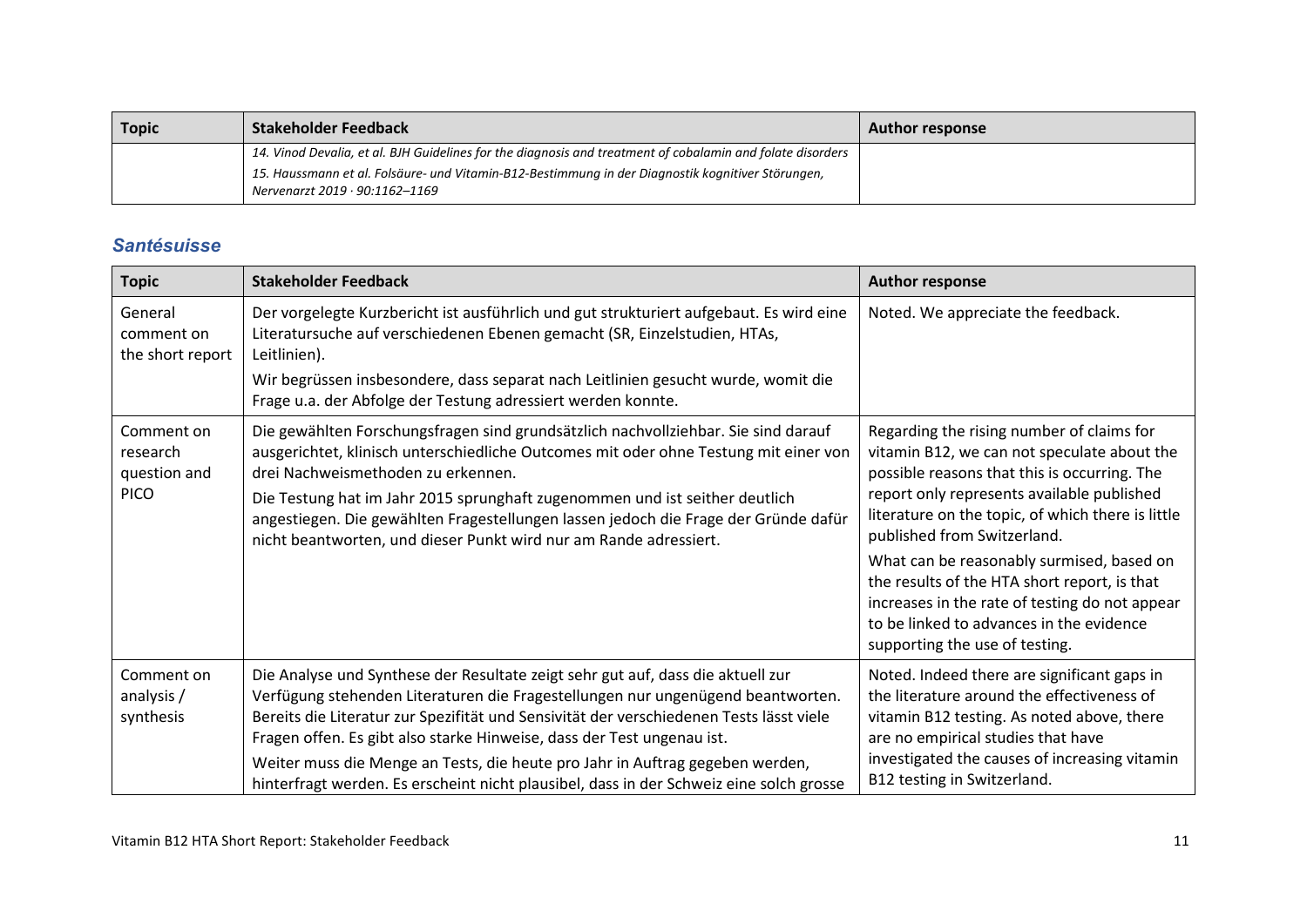| Topic | Stakeholder Feedback | Author response |
|---|---|---|
| | *14. Vinod Devalia, et al. BJH Guidelines for the diagnosis and treatment of cobalamin and folate disorders*<br>*15. Haussmann et al. Folsäure- und Vitamin-B12-Bestimmung in der Diagnostik kognitiver Störungen, Nervenarzt 2019 · 90:1162–1169* | |

## *Santésuisse*

| Topic | Stakeholder Feedback | Author response |
|---|---|---|
| General comment on the short report | Der vorgelegte Kurzbericht ist ausführlich und gut strukturiert aufgebaut. Es wird eine Literatursuche auf verschiedenen Ebenen gemacht (SR, Einzelstudien, HTAs, Leitlinien).<br>Wir begrüssen insbesondere, dass separat nach Leitlinien gesucht wurde, womit die Frage u.a. der Abfolge der Testung adressiert werden konnte. | Noted. We appreciate the feedback. |
| Comment on research question and PICO | Die gewählten Forschungsfragen sind grundsätzlich nachvollziehbar. Sie sind darauf ausgerichtet, klinisch unterschiedliche Outcomes mit oder ohne Testung mit einer von drei Nachweismethoden zu erkennen.<br>Die Testung hat im Jahr 2015 sprunghaft zugenommen und ist seither deutlich angestiegen. Die gewählten Fragestellungen lassen jedoch die Frage der Gründe dafür nicht beantworten, und dieser Punkt wird nur am Rande adressiert. | Regarding the rising number of claims for vitamin B12, we can not speculate about the possible reasons that this is occurring. The report only represents available published literature on the topic, of which there is little published from Switzerland.<br>What can be reasonably surmised, based on the results of the HTA short report, is that increases in the rate of testing do not appear to be linked to advances in the evidence supporting the use of testing. |
| Comment on analysis / synthesis | Die Analyse und Synthese der Resultate zeigt sehr gut auf, dass die aktuell zur Verfügung stehenden Literaturen die Fragestellungen nur ungenügend beantworten. Bereits die Literatur zur Spezifität und Sensivität der verschiedenen Tests lässt viele Fragen offen. Es gibt also starke Hinweise, dass der Test ungenau ist.<br>Weiter muss die Menge an Tests, die heute pro Jahr in Auftrag gegeben werden, hinterfragt werden. Es erscheint nicht plausibel, dass in der Schweiz eine solch grosse | Noted. Indeed there are significant gaps in the literature around the effectiveness of vitamin B12 testing. As noted above, there are no empirical studies that have investigated the causes of increasing vitamin B12 testing in Switzerland. |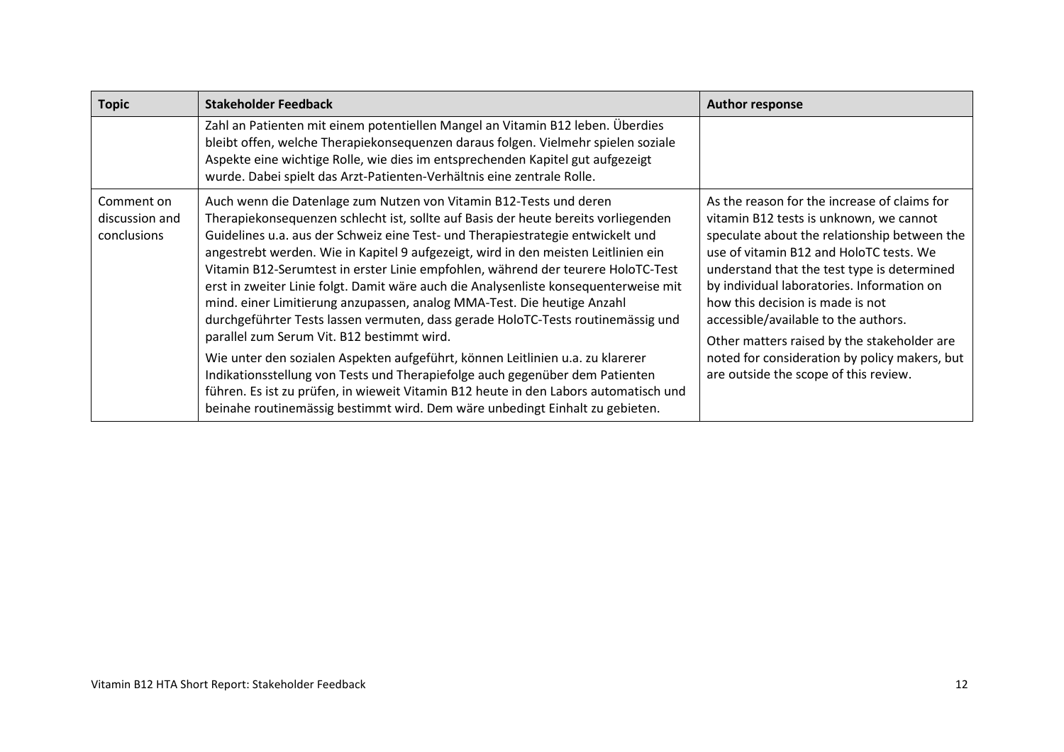| Topic | Stakeholder Feedback | Author response |
|---|---|---|
| | Zahl an Patienten mit einem potentiellen Mangel an Vitamin B12 leben. Überdies bleibt offen, welche Therapiekonsequenzen daraus folgen. Vielmehr spielen soziale Aspekte eine wichtige Rolle, wie dies im entsprechenden Kapitel gut aufgezeigt wurde. Dabei spielt das Arzt-Patienten-Verhältnis eine zentrale Rolle. | |
| Comment on discussion and conclusions | Auch wenn die Datenlage zum Nutzen von Vitamin B12-Tests und deren Therapiekonsequenzen schlecht ist, sollte auf Basis der heute bereits vorliegenden Guidelines u.a. aus der Schweiz eine Test- und Therapiestrategie entwickelt und angestrebt werden. Wie in Kapitel 9 aufgezeigt, wird in den meisten Leitlinien ein Vitamin B12-Serumtest in erster Linie empfohlen, während der teurere HoloTC-Test erst in zweiter Linie folgt. Damit wäre auch die Analysenliste konsequenterweise mit mind. einer Limitierung anzupassen, analog MMA-Test. Die heutige Anzahl durchgeführter Tests lassen vermuten, dass gerade HoloTC-Tests routinemässig und parallel zum Serum Vit. B12 bestimmt wird.<br><br>Wie unter den sozialen Aspekten aufgeführt, können Leitlinien u.a. zu klarerer Indikationsstellung von Tests und Therapiefolge auch gegenüber dem Patienten führen. Es ist zu prüfen, in wieweit Vitamin B12 heute in den Labors automatisch und beinahe routinemässig bestimmt wird. Dem wäre unbedingt Einhalt zu gebieten. | As the reason for the increase of claims for vitamin B12 tests is unknown, we cannot speculate about the relationship between the use of vitamin B12 and HoloTC tests. We understand that the test type is determined by individual laboratories. Information on how this decision is made is not accessible/available to the authors.<br><br>Other matters raised by the stakeholder are noted for consideration by policy makers, but are outside the scope of this review. |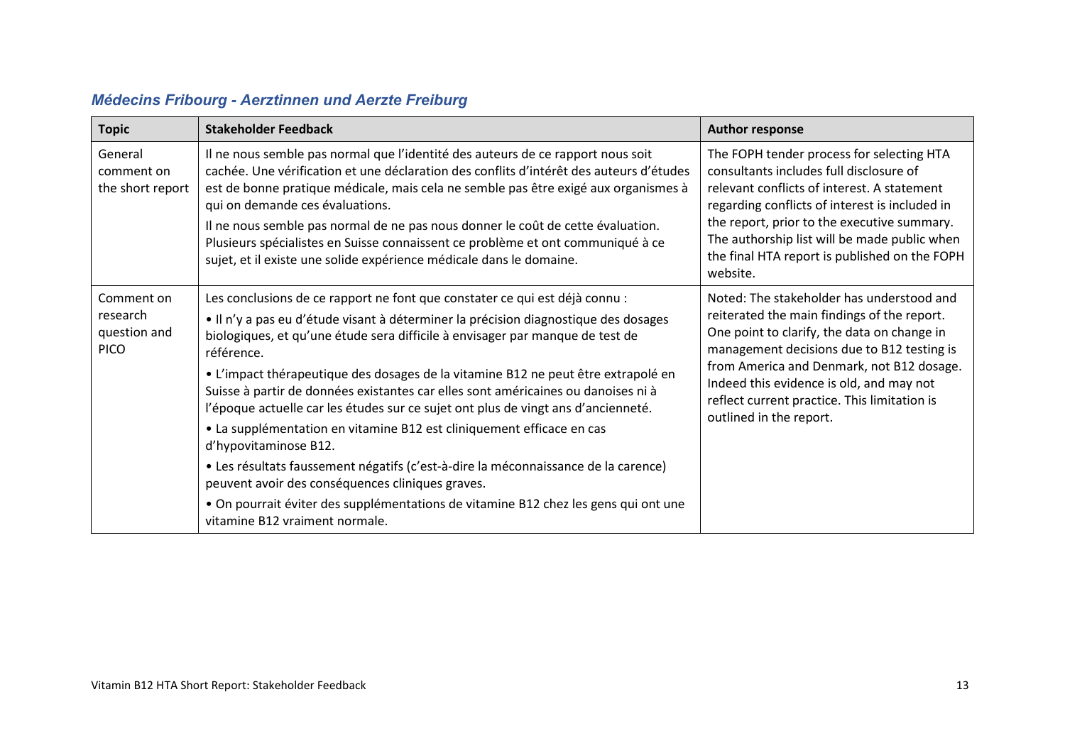### *Médecins Fribourg - Aerztinnen und Aerzte Freiburg*

| Topic | Stakeholder Feedback | Author response |
|---|---|---|
| General comment on the short report | Il ne nous semble pas normal que l'identité des auteurs de ce rapport nous soit cachée. Une vérification et une déclaration des conflits d'intérêt des auteurs d'études est de bonne pratique médicale, mais cela ne semble pas être exigé aux organismes à qui on demande ces évaluations.<br><br>Il ne nous semble pas normal de ne pas nous donner le coût de cette évaluation. Plusieurs spécialistes en Suisse connaissent ce problème et ont communiqué à ce sujet, et il existe une solide expérience médicale dans le domaine. | The FOPH tender process for selecting HTA consultants includes full disclosure of relevant conflicts of interest. A statement regarding conflicts of interest is included in the report, prior to the executive summary. The authorship list will be made public when the final HTA report is published on the FOPH website. |
| Comment on research question and PICO | Les conclusions de ce rapport ne font que constater ce qui est déjà connu :<br><br>• Il n'y a pas eu d'étude visant à déterminer la précision diagnostique des dosages biologiques, et qu'une étude sera difficile à envisager par manque de test de référence.<br><br>• L'impact thérapeutique des dosages de la vitamine B12 ne peut être extrapolé en Suisse à partir de données existantes car elles sont américaines ou danoises ni à l'époque actuelle car les études sur ce sujet ont plus de vingt ans d'ancienneté.<br><br>• La supplémentation en vitamine B12 est cliniquement efficace en cas d'hypovitaminose B12.<br><br>• Les résultats faussement négatifs (c'est-à-dire la méconnaissance de la carence) peuvent avoir des conséquences cliniques graves.<br><br>• On pourrait éviter des supplémentations de vitamine B12 chez les gens qui ont une vitamine B12 vraiment normale. | Noted: The stakeholder has understood and reiterated the main findings of the report. One point to clarify, the data on change in management decisions due to B12 testing is from America and Denmark, not B12 dosage. Indeed this evidence is old, and may not reflect current practice. This limitation is outlined in the report. |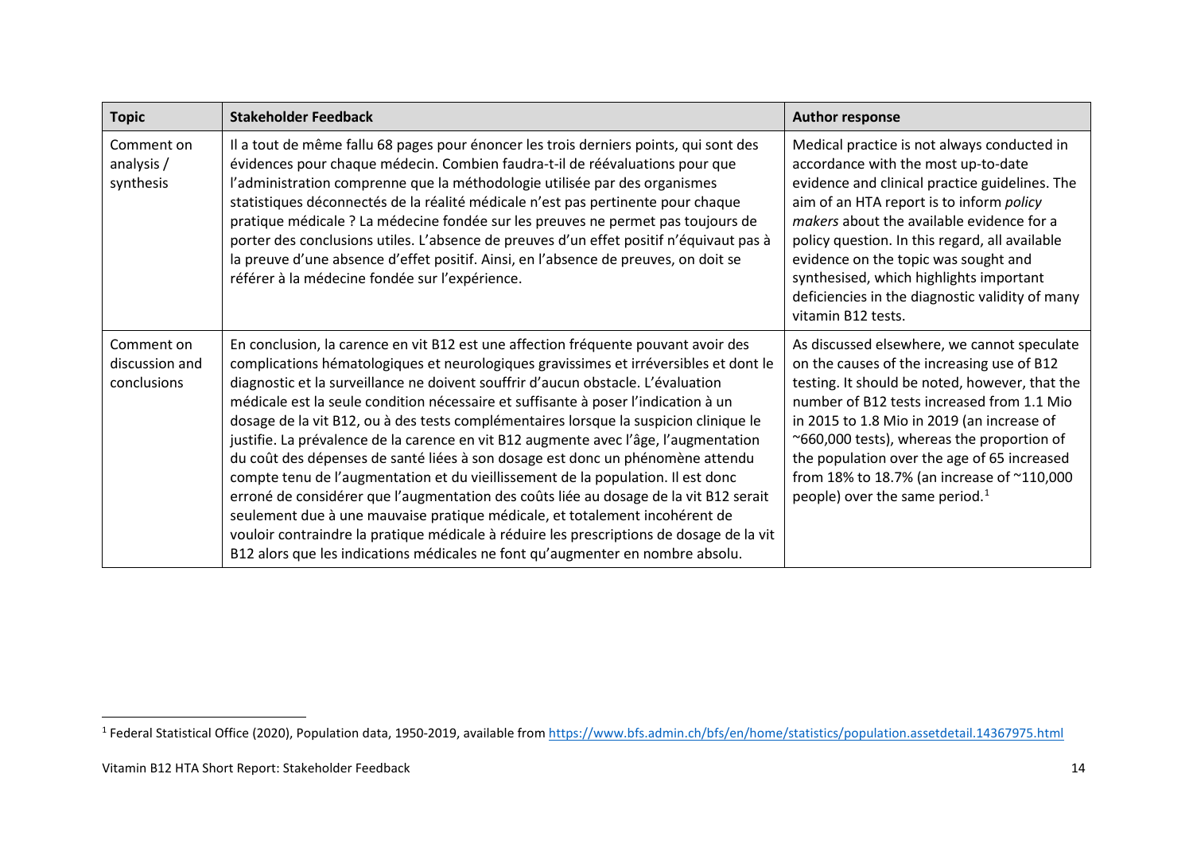| Topic | Stakeholder Feedback | Author response |
| --- | --- | --- |
| Comment on analysis / synthesis | Il a tout de même fallu 68 pages pour énoncer les trois derniers points, qui sont des évidences pour chaque médecin. Combien faudra-t-il de réévaluations pour que l'administration comprenne que la méthodologie utilisée par des organismes statistiques déconnectés de la réalité médicale n'est pas pertinente pour chaque pratique médicale ? La médecine fondée sur les preuves ne permet pas toujours de porter des conclusions utiles. L'absence de preuves d'un effet positif n'équivaut pas à la preuve d'une absence d'effet positif. Ainsi, en l'absence de preuves, on doit se référer à la médecine fondée sur l'expérience. | Medical practice is not always conducted in accordance with the most up-to-date evidence and clinical practice guidelines. The aim of an HTA report is to inform *policy makers* about the available evidence for a policy question. In this regard, all available evidence on the topic was sought and synthesised, which highlights important deficiencies in the diagnostic validity of many vitamin B12 tests. |
| Comment on discussion and conclusions | En conclusion, la carence en vit B12 est une affection fréquente pouvant avoir des complications hématologiques et neurologiques gravissimes et irréversibles et dont le diagnostic et la surveillance ne doivent souffrir d'aucun obstacle. L'évaluation médicale est la seule condition nécessaire et suffisante à poser l'indication à un dosage de la vit B12, ou à des tests complémentaires lorsque la suspicion clinique le justifie. La prévalence de la carence en vit B12 augmente avec l'âge, l'augmentation du coût des dépenses de santé liées à son dosage est donc un phénomène attendu compte tenu de l'augmentation et du vieillissement de la population. Il est donc erroné de considérer que l'augmentation des coûts liée au dosage de la vit B12 serait seulement due à une mauvaise pratique médicale, et totalement incohérent de vouloir contraindre la pratique médicale à réduire les prescriptions de dosage de la vit B12 alors que les indications médicales ne font qu'augmenter en nombre absolu. | As discussed elsewhere, we cannot speculate on the causes of the increasing use of B12 testing. It should be noted, however, that the number of B12 tests increased from 1.1 Mio in 2015 to 1.8 Mio in 2019 (an increase of ~660,000 tests), whereas the proportion of the population over the age of 65 increased from 18% to 18.7% (an increase of ~110,000 people) over the same period.[1] |

[1] Federal Statistical Office (2020), Population data, 1950-2019, available from https://www.bfs.admin.ch/bfs/en/home/statistics/population.assetdetail.14367975.html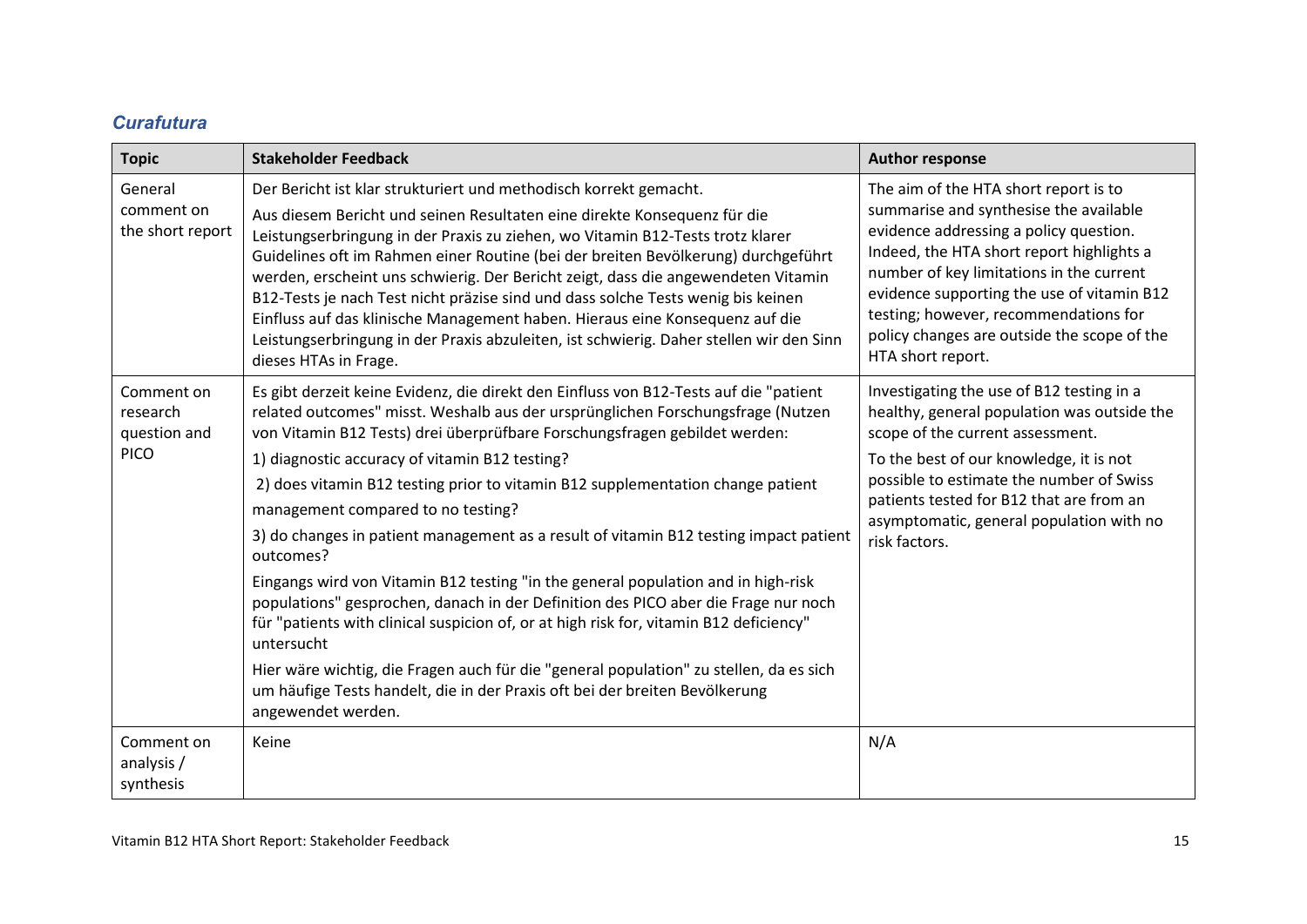### *Curafutura*

| Topic | Stakeholder Feedback | Author response |
| --- | --- | --- |
| General comment on the short report | Der Bericht ist klar strukturiert und methodisch korrekt gemacht.<br><br>Aus diesem Bericht und seinen Resultaten eine direkte Konsequenz für die Leistungserbringung in der Praxis zu ziehen, wo Vitamin B12-Tests trotz klarer Guidelines oft im Rahmen einer Routine (bei der breiten Bevölkerung) durchgeführt werden, erscheint uns schwierig. Der Bericht zeigt, dass die angewendeten Vitamin B12-Tests je nach Test nicht präzise sind und dass solche Tests wenig bis keinen Einfluss auf das klinische Management haben. Hieraus eine Konsequenz auf die Leistungserbringung in der Praxis abzuleiten, ist schwierig. Daher stellen wir den Sinn dieses HTAs in Frage. | The aim of the HTA short report is to summarise and synthesise the available evidence addressing a policy question. Indeed, the HTA short report highlights a number of key limitations in the current evidence supporting the use of vitamin B12 testing; however, recommendations for policy changes are outside the scope of the HTA short report. |
| Comment on research question and PICO | Es gibt derzeit keine Evidenz, die direkt den Einfluss von B12-Tests auf die "patient related outcomes" misst. Weshalb aus der ursprünglichen Forschungsfrage (Nutzen von Vitamin B12 Tests) drei überprüfbare Forschungsfragen gebildet werden:<br><br>1) diagnostic accuracy of vitamin B12 testing?<br><br>2) does vitamin B12 testing prior to vitamin B12 supplementation change patient management compared to no testing?<br><br>3) do changes in patient management as a result of vitamin B12 testing impact patient outcomes?<br><br>Eingangs wird von Vitamin B12 testing "in the general population and in high-risk populations" gesprochen, danach in der Definition des PICO aber die Frage nur noch für "patients with clinical suspicion of, or at high risk for, vitamin B12 deficiency" untersucht<br><br>Hier wäre wichtig, die Fragen auch für die "general population" zu stellen, da es sich um häufige Tests handelt, die in der Praxis oft bei der breiten Bevölkerung angewendet werden. | Investigating the use of B12 testing in a healthy, general population was outside the scope of the current assessment.<br><br>To the best of our knowledge, it is not possible to estimate the number of Swiss patients tested for B12 that are from an asymptomatic, general population with no risk factors. |
| Comment on analysis / synthesis | Keine | N/A |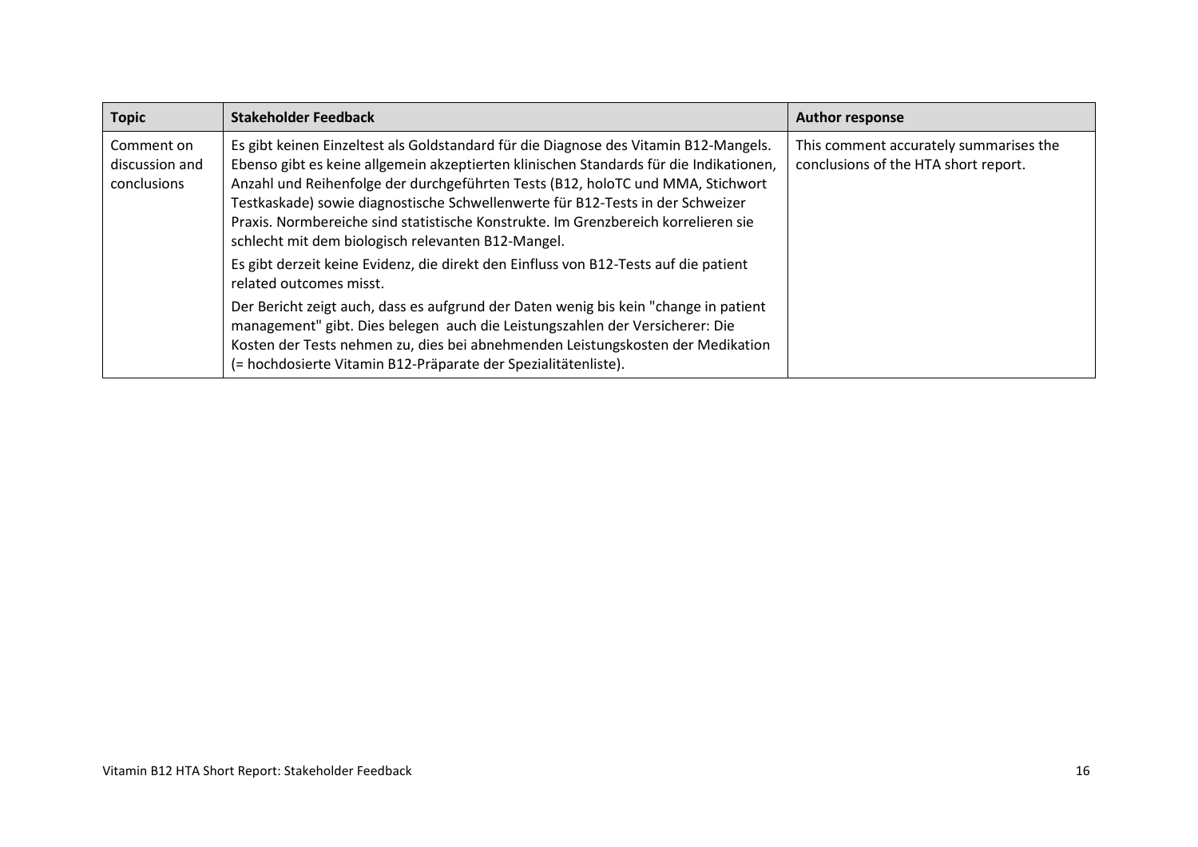| Topic | Stakeholder Feedback | Author response |
|---|---|---|
| Comment on discussion and conclusions | Es gibt keinen Einzeltest als Goldstandard für die Diagnose des Vitamin B12-Mangels. Ebenso gibt es keine allgemein akzeptierten klinischen Standards für die Indikationen, Anzahl und Reihenfolge der durchgeführten Tests (B12, holoTC und MMA, Stichwort Testkaskade) sowie diagnostische Schwellenwerte für B12-Tests in der Schweizer Praxis. Normbereiche sind statistische Konstrukte. Im Grenzbereich korrelieren sie schlecht mit dem biologisch relevanten B12-Mangel.<br><br>Es gibt derzeit keine Evidenz, die direkt den Einfluss von B12-Tests auf die patient related outcomes misst.<br><br>Der Bericht zeigt auch, dass es aufgrund der Daten wenig bis kein "change in patient management" gibt. Dies belegen auch die Leistungszahlen der Versicherer: Die Kosten der Tests nehmen zu, dies bei abnehmenden Leistungskosten der Medikation (= hochdosierte Vitamin B12-Präparate der Spezialitätenliste). | This comment accurately summarises the conclusions of the HTA short report. |